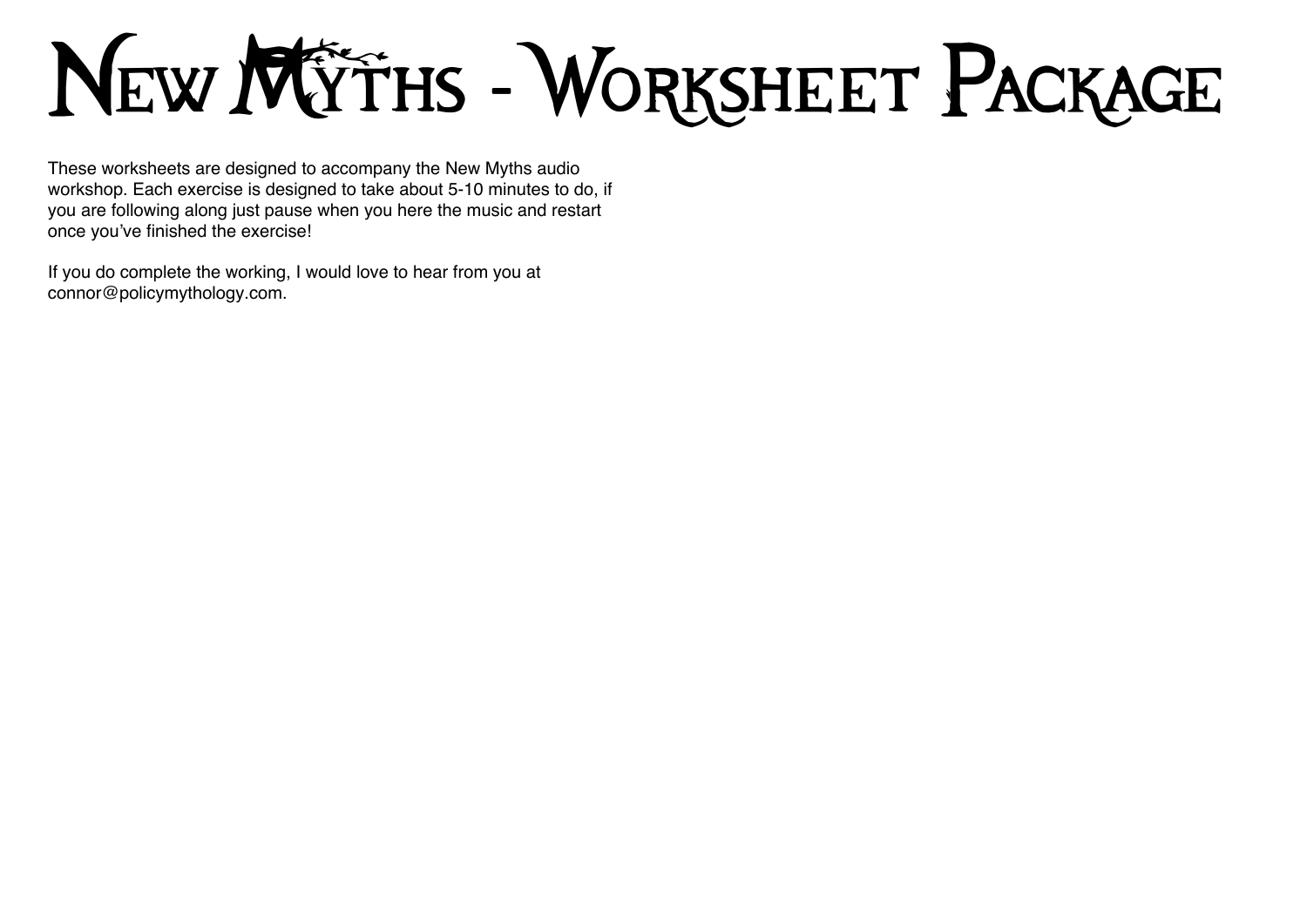# New Myths - Worksheet Package

These worksheets are designed to accompany the New Myths audio workshop. Each exercise is designed to take about 5-10 minutes to do, if you are following along just pause when you here the music and restart once you've finished the exercise!

If you do complete the working, I would love to hear from you at connor@policymythology.com.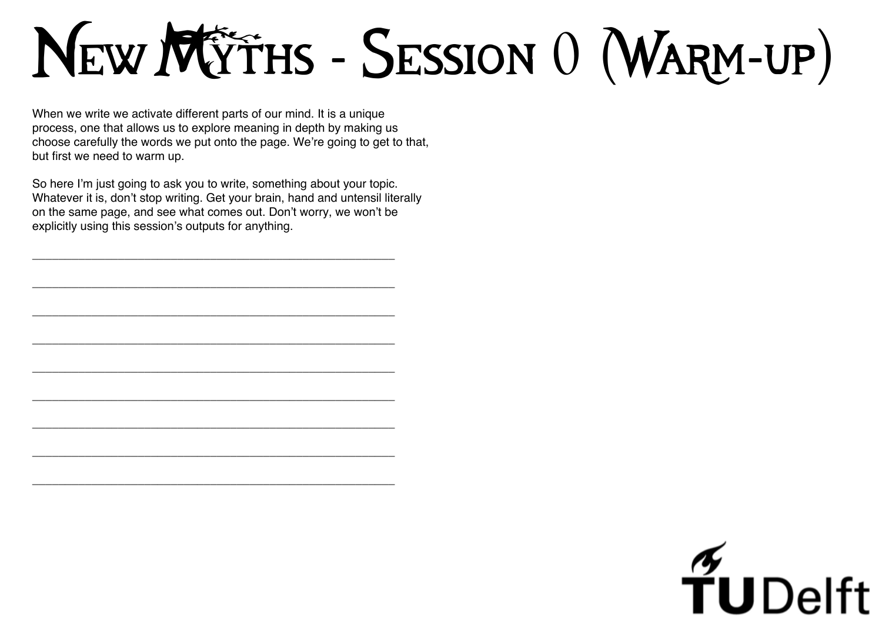# New Myths - Session 0 (Warm-up)

When we write we activate different parts of our mind. It is a unique process, one that allows us to explore meaning in depth by making us choose carefully the words we put onto the page. We're going to get to that, but first we need to warm up.

So here I'm just going to ask you to write, something about your topic. Whatever it is, don't stop writing. Get your brain, hand and untensil literally on the same page, and see what comes out. Don't worry, we won't be explicitly using this session's outputs for anything.

\_\_\_\_\_\_\_\_\_\_\_\_\_\_\_\_\_\_\_\_\_\_\_\_\_\_\_\_\_\_\_\_\_\_\_\_\_\_\_\_\_\_\_\_\_\_\_\_\_\_\_\_\_\_\_\_

\_\_\_\_\_\_\_\_\_\_\_\_\_\_\_\_\_\_\_\_\_\_\_\_\_\_\_\_\_\_\_\_\_\_\_\_\_\_\_\_\_\_\_\_\_\_\_\_\_\_\_\_\_\_\_\_

\_\_\_\_\_\_\_\_\_\_\_\_\_\_\_\_\_\_\_\_\_\_\_\_\_\_\_\_\_\_\_\_\_\_\_\_\_\_\_\_\_\_\_\_\_\_\_\_\_\_\_\_\_\_\_\_

\_\_\_\_\_\_\_\_\_\_\_\_\_\_\_\_\_\_\_\_\_\_\_\_\_\_\_\_\_\_\_\_\_\_\_\_\_\_\_\_\_\_\_\_\_\_\_\_\_\_\_\_\_\_\_\_

\_\_\_\_\_\_\_\_\_\_\_\_\_\_\_\_\_\_\_\_\_\_\_\_\_\_\_\_\_\_\_\_\_\_\_\_\_\_\_\_\_\_\_\_\_\_\_\_\_\_\_\_\_\_\_\_

\_\_\_\_\_\_\_\_\_\_\_\_\_\_\_\_\_\_\_\_\_\_\_\_\_\_\_\_\_\_\_\_\_\_\_\_\_\_\_\_\_\_\_\_\_\_\_\_\_\_\_\_\_\_\_\_

\_\_\_\_\_\_\_\_\_\_\_\_\_\_\_\_\_\_\_\_\_\_\_\_\_\_\_\_\_\_\_\_\_\_\_\_\_\_\_\_\_\_\_\_\_\_\_\_\_\_\_\_\_\_\_\_

\_\_\_\_\_\_\_\_\_\_\_\_\_\_\_\_\_\_\_\_\_\_\_\_\_\_\_\_\_\_\_\_\_\_\_\_\_\_\_\_\_\_\_\_\_\_\_\_\_\_\_\_\_\_\_\_

\_\_\_\_\_\_\_\_\_\_\_\_\_\_\_\_\_\_\_\_\_\_\_\_\_\_\_\_\_\_\_\_\_\_\_\_\_\_\_\_\_\_\_\_\_\_\_\_\_\_\_\_\_\_\_\_

TU Delft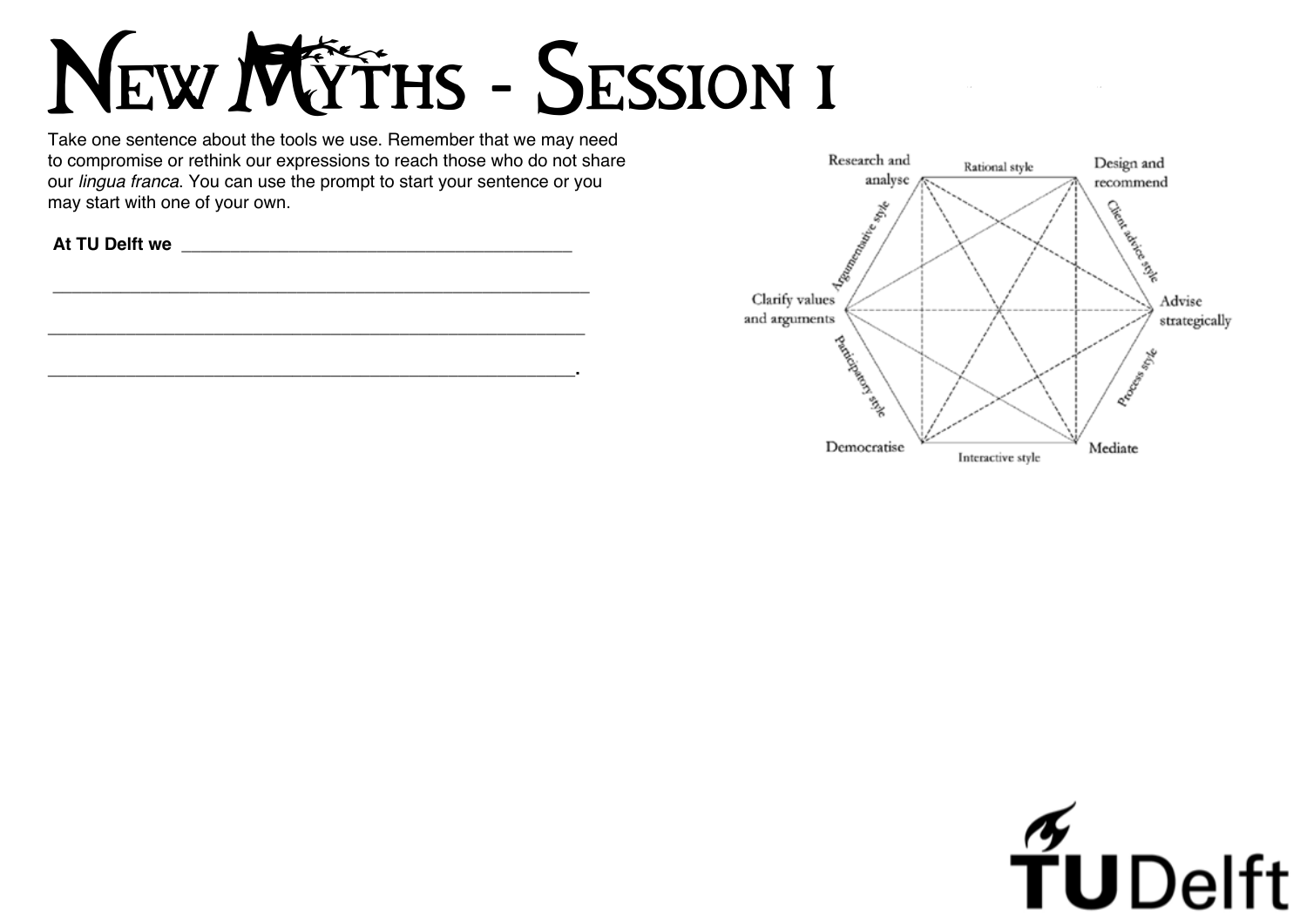# New Myths - Session 1

Take one sentence about the tools we use. Remember that we may need to compromise or rethink our expressions to reach those who do not share our *lingua franca*. You can use the prompt to start your sentence or you may start with one of your own.

**At TU Delft we** ________________________________________

________________________________________________________

________________________________________________________

________________________________________________________.

Research and analyse

Rational style

Design and recommend

Argumentative style

Client advice style

Clarify values and arguments

Advise strategically

Participatory style

Process style

Democratise

Interactive style

Mediate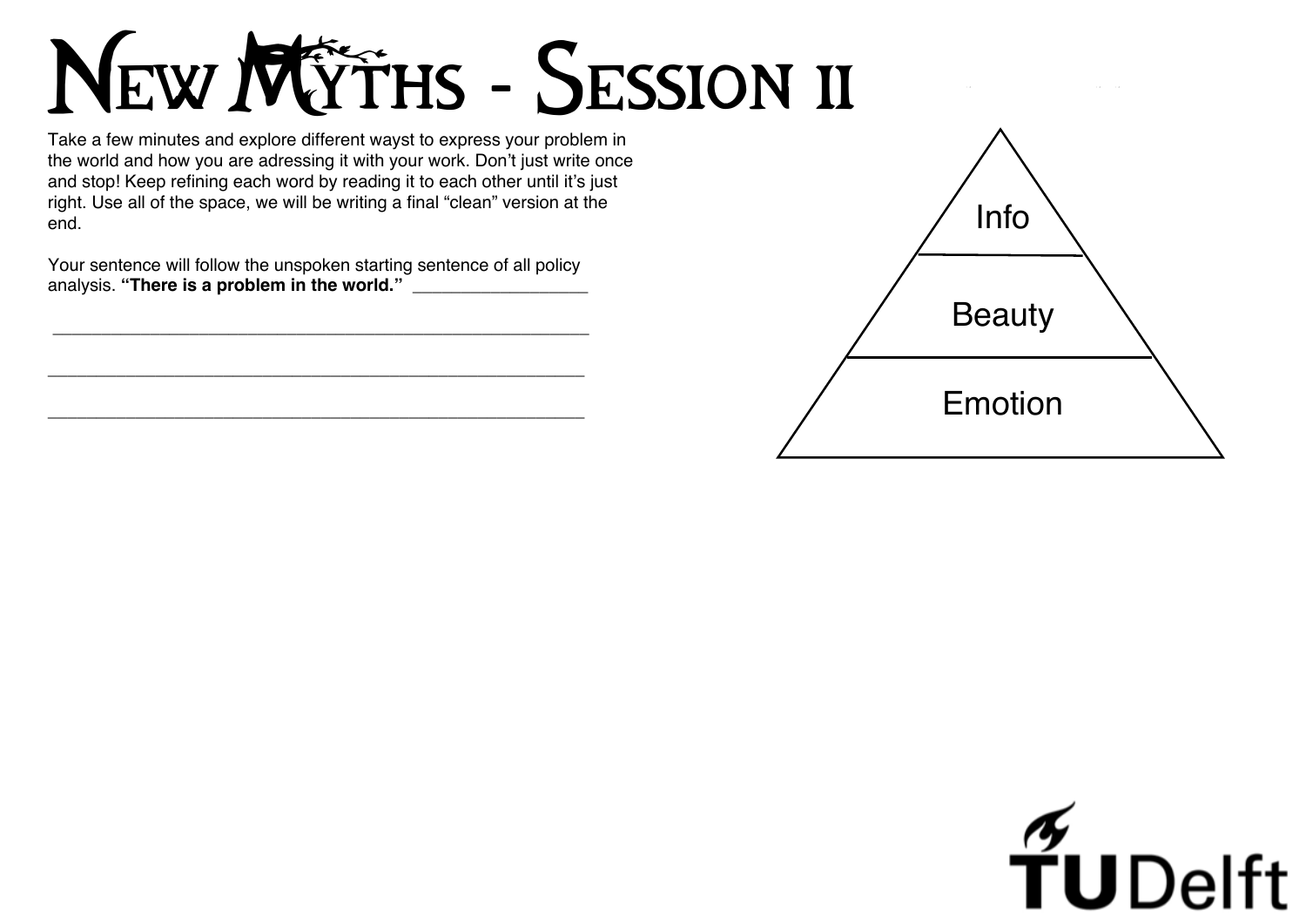# New Myths - Session II

Take a few minutes and explore different wayst to express your problem in the world and how you are adressing it with your work. Don't just write once and stop! Keep refining each word by reading it to each other until it's just right. Use all of the space, we will be writing a final "clean" version at the end.

Your sentence will follow the unspoken starting sentence of all policy analysis. **"There is a problem in the world."** __________________

_______________________________________________________

_______________________________________________________

_______________________________________________________

Info

Beauty

Emotion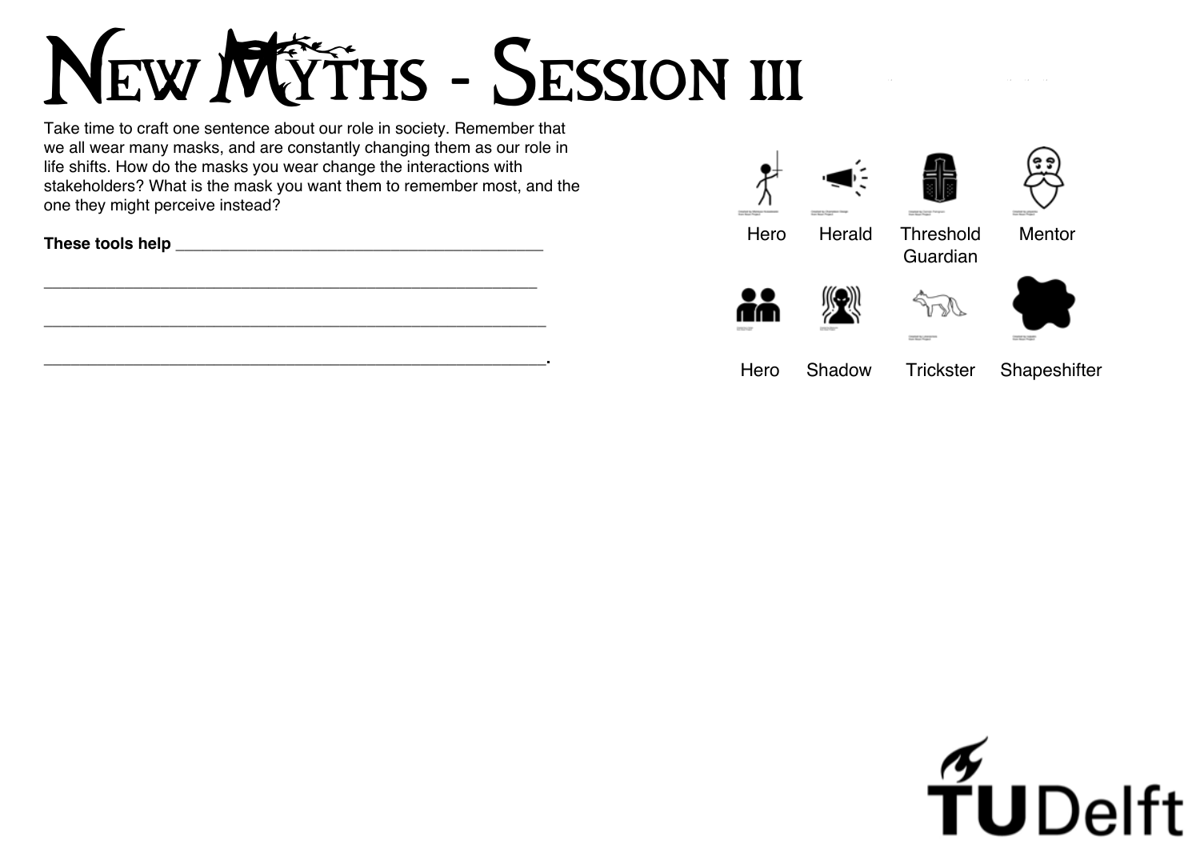# New Myths - Session III

Take time to craft one sentence about our role in society. Remember that we all wear many masks, and are constantly changing them as our role in life shifts. How do the masks you wear change the interactions with stakeholders? What is the mask you want them to remember most, and the one they might perceive instead?

**These tools help** ___________________________________________

___________________________________________________________

___________________________________________________________

___________________________________________________________.

Hero Herald Threshold Guardian Mentor

Hero Shadow Trickster Shapeshifter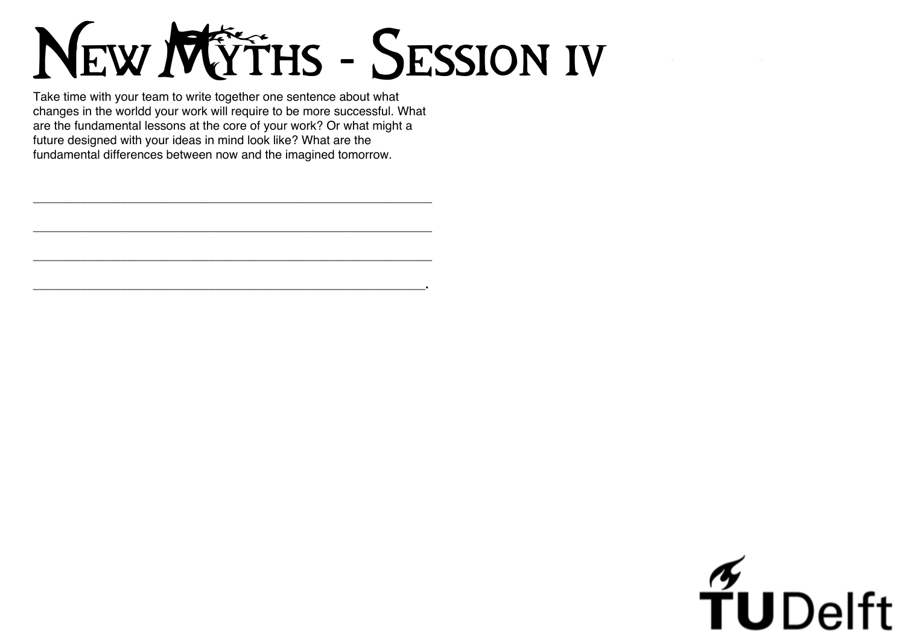# New Myths - Session IV

Take time with your team to write together one sentence about what changes in the worldd your work will require to be more successful. What are the fundamental lessons at the core of your work? Or what might a future designed with your ideas in mind look like? What are the fundamental differences between now and the imagined tomorrow.

_______________________________________________________

_______________________________________________________

_______________________________________________________

______________________________________________________.

TU Delft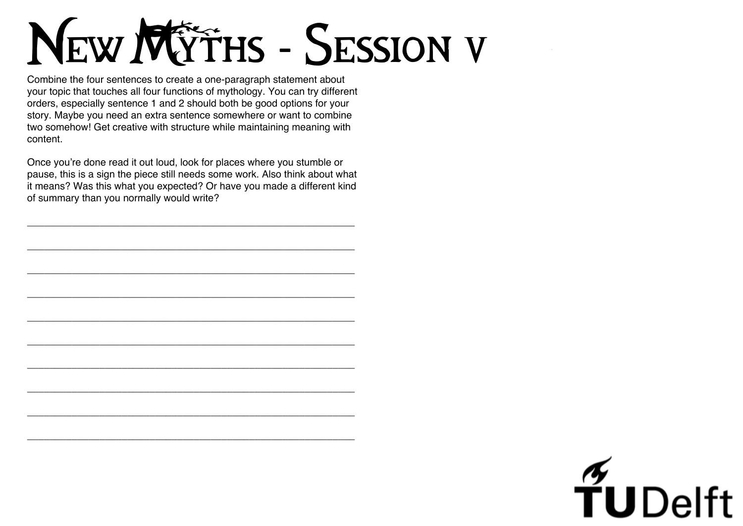# New Myths - Session V

Combine the four sentences to create a one-paragraph statement about your topic that touches all four functions of mythology. You can try different orders, especially sentence 1 and 2 should both be good options for your story. Maybe you need an extra sentence somewhere or want to combine two somehow! Get creative with structure while maintaining meaning with content.

Once you're done read it out loud, look for places where you stumble or pause, this is a sign the piece still needs some work. Also think about what it means? Was this what you expected? Or have you made a different kind of summary than you normally would write?

\_\_\_\_\_\_\_\_\_\_\_\_\_\_\_\_\_\_\_\_\_\_\_\_\_\_\_\_\_\_\_\_\_\_\_\_\_\_\_\_\_\_\_\_\_\_\_\_\_\_\_\_\_\_\_\_\_\_\_\_

\_\_\_\_\_\_\_\_\_\_\_\_\_\_\_\_\_\_\_\_\_\_\_\_\_\_\_\_\_\_\_\_\_\_\_\_\_\_\_\_\_\_\_\_\_\_\_\_\_\_\_\_\_\_\_\_\_\_\_\_

\_\_\_\_\_\_\_\_\_\_\_\_\_\_\_\_\_\_\_\_\_\_\_\_\_\_\_\_\_\_\_\_\_\_\_\_\_\_\_\_\_\_\_\_\_\_\_\_\_\_\_\_\_\_\_\_\_\_\_\_

\_\_\_\_\_\_\_\_\_\_\_\_\_\_\_\_\_\_\_\_\_\_\_\_\_\_\_\_\_\_\_\_\_\_\_\_\_\_\_\_\_\_\_\_\_\_\_\_\_\_\_\_\_\_\_\_\_\_\_\_

\_\_\_\_\_\_\_\_\_\_\_\_\_\_\_\_\_\_\_\_\_\_\_\_\_\_\_\_\_\_\_\_\_\_\_\_\_\_\_\_\_\_\_\_\_\_\_\_\_\_\_\_\_\_\_\_\_\_\_\_

\_\_\_\_\_\_\_\_\_\_\_\_\_\_\_\_\_\_\_\_\_\_\_\_\_\_\_\_\_\_\_\_\_\_\_\_\_\_\_\_\_\_\_\_\_\_\_\_\_\_\_\_\_\_\_\_\_\_\_\_

\_\_\_\_\_\_\_\_\_\_\_\_\_\_\_\_\_\_\_\_\_\_\_\_\_\_\_\_\_\_\_\_\_\_\_\_\_\_\_\_\_\_\_\_\_\_\_\_\_\_\_\_\_\_\_\_\_\_\_\_

\_\_\_\_\_\_\_\_\_\_\_\_\_\_\_\_\_\_\_\_\_\_\_\_\_\_\_\_\_\_\_\_\_\_\_\_\_\_\_\_\_\_\_\_\_\_\_\_\_\_\_\_\_\_\_\_\_\_\_\_

\_\_\_\_\_\_\_\_\_\_\_\_\_\_\_\_\_\_\_\_\_\_\_\_\_\_\_\_\_\_\_\_\_\_\_\_\_\_\_\_\_\_\_\_\_\_\_\_\_\_\_\_\_\_\_\_\_\_\_\_

\_\_\_\_\_\_\_\_\_\_\_\_\_\_\_\_\_\_\_\_\_\_\_\_\_\_\_\_\_\_\_\_\_\_\_\_\_\_\_\_\_\_\_\_\_\_\_\_\_\_\_\_\_\_\_\_\_\_\_\_

TU Delft